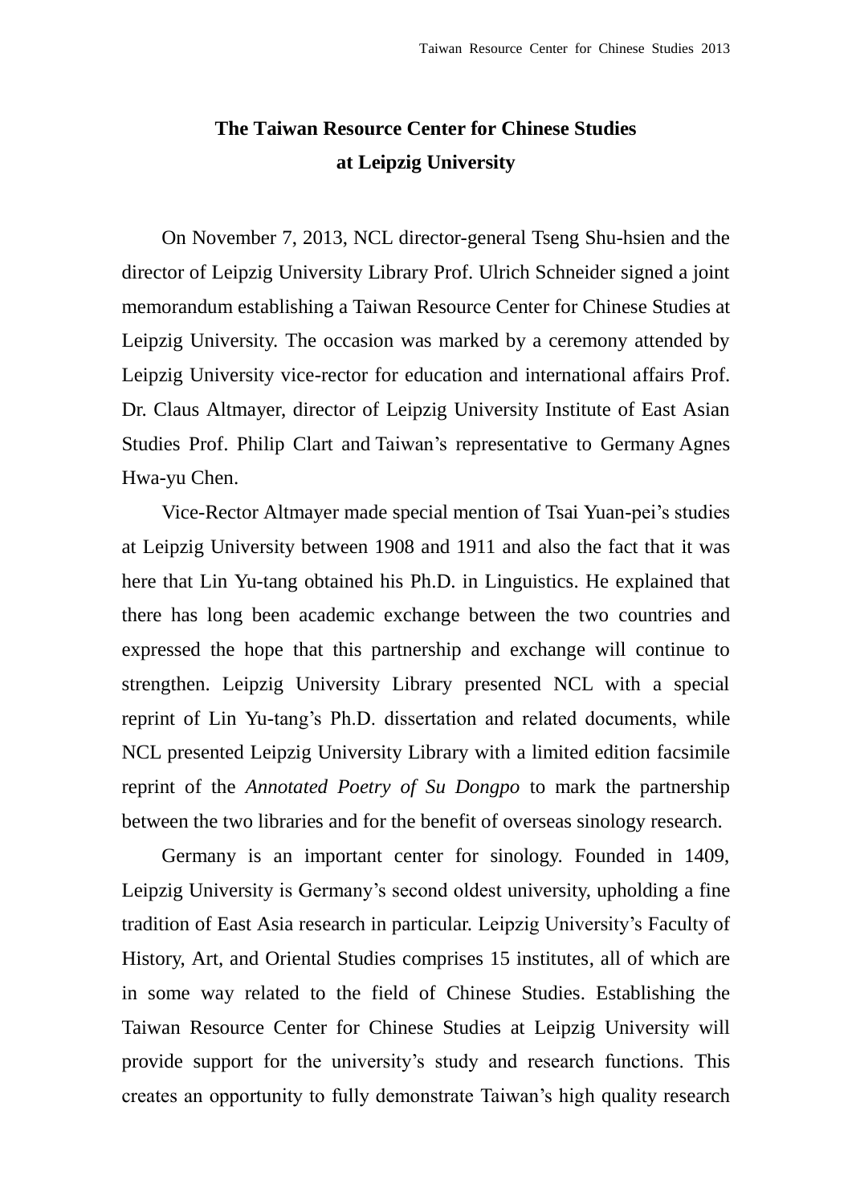# The Taiwan Resource Center for Chinese Studies at Leipzig University

On November 7, 2013, NCL director-general Tseng Shu-hsien and the director of Leipzig University Library Prof. Ulrich Schneider signed a joint memorandum establishing a Taiwan Resource Center for Chinese Studies at Leipzig University. The occasion was marked by a ceremony attended by Leipzig University vice-rector for education and international affairs Prof. Dr. Claus Altmayer, director of Leipzig University Institute of East Asian Studies Prof. Philip Clart and Taiwan's representative to Germany Agnes Hwa-yu Chen.

Vice-Rector Altmayer made special mention of Tsai Yuan-pei's studies at Leipzig University between 1908 and 1911 and also the fact that it was here that Lin Yu-tang obtained his Ph.D. in Linguistics. He explained that there has long been academic exchange between the two countries and expressed the hope that this partnership and exchange will continue to strengthen. Leipzig University Library presented NCL with a special reprint of Lin Yu-tang's Ph.D. dissertation and related documents, while NCL presented Leipzig University Library with a limited edition facsimile reprint of the *Annotated Poetry of Su Dongpo* to mark the partnership between the two libraries and for the benefit of overseas sinology research.

Germany is an important center for sinology. Founded in 1409, Leipzig University is Germany's second oldest university, upholding a fine tradition of East Asia research in particular. Leipzig University's Faculty of History, Art, and Oriental Studies comprises 15 institutes, all of which are in some way related to the field of Chinese Studies. Establishing the Taiwan Resource Center for Chinese Studies at Leipzig University will provide support for the university's study and research functions. This creates an opportunity to fully demonstrate Taiwan's high quality research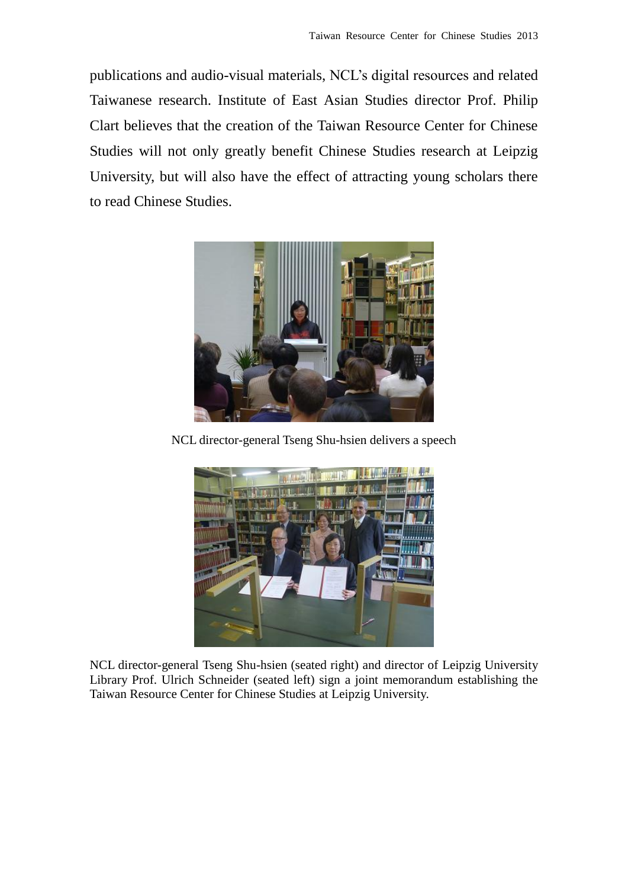publications and audio-visual materials, NCL's digital resources and related Taiwanese research. Institute of East Asian Studies director Prof. Philip Clart believes that the creation of the Taiwan Resource Center for Chinese Studies will not only greatly benefit Chinese Studies research at Leipzig University, but will also have the effect of attracting young scholars there to read Chinese Studies.

NCL director-general Tseng Shu-hsien delivers a speech

NCL director-general Tseng Shu-hsien (seated right) and director of Leipzig University Library Prof. Ulrich Schneider (seated left) sign a joint memorandum establishing the Taiwan Resource Center for Chinese Studies at Leipzig University.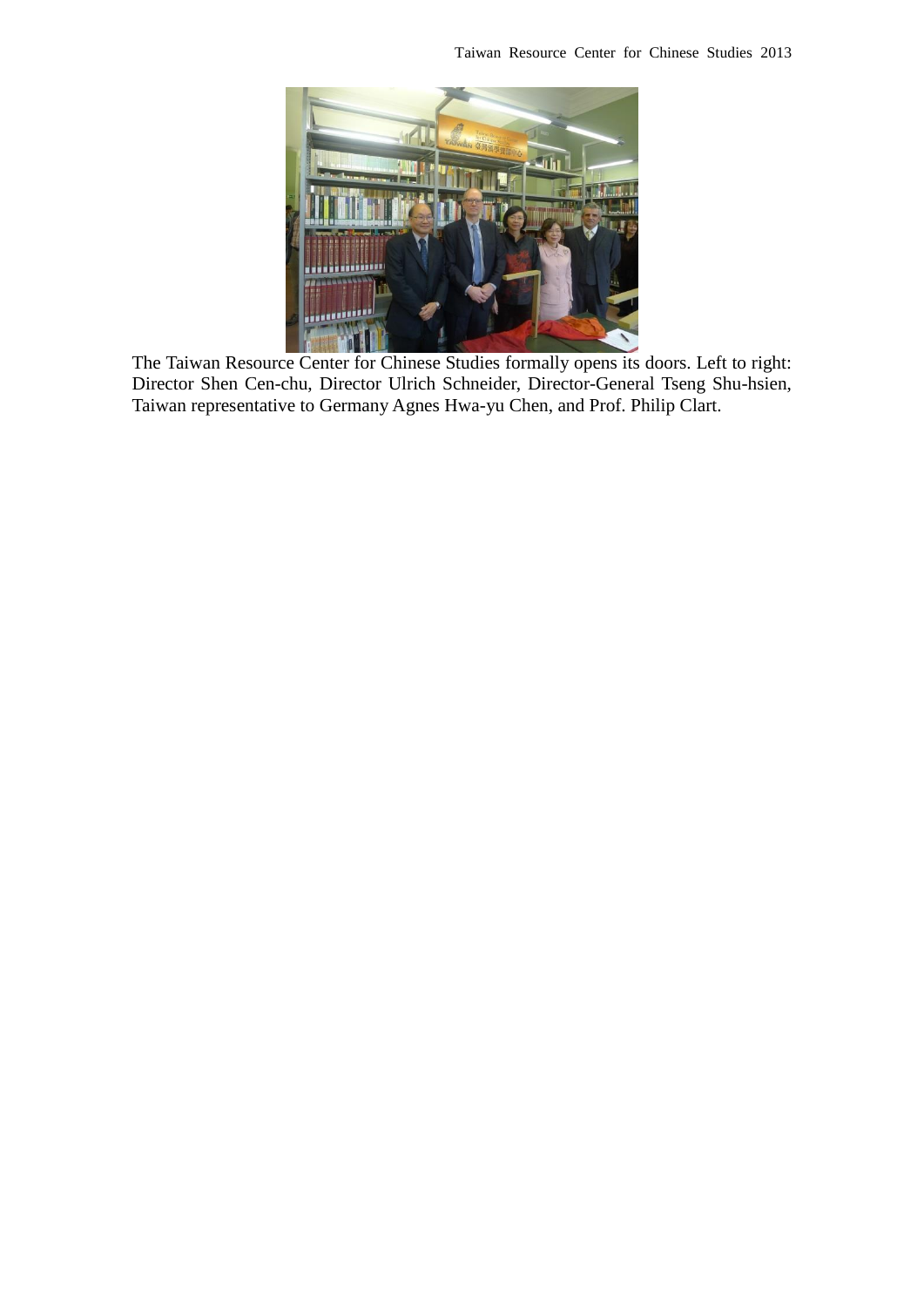The Taiwan Resource Center for Chinese Studies formally opens its doors. Left to right: Director Shen Cen-chu, Director Ulrich Schneider, Director-General Tseng Shu-hsien, Taiwan representative to Germany Agnes Hwa-yu Chen, and Prof. Philip Clart.